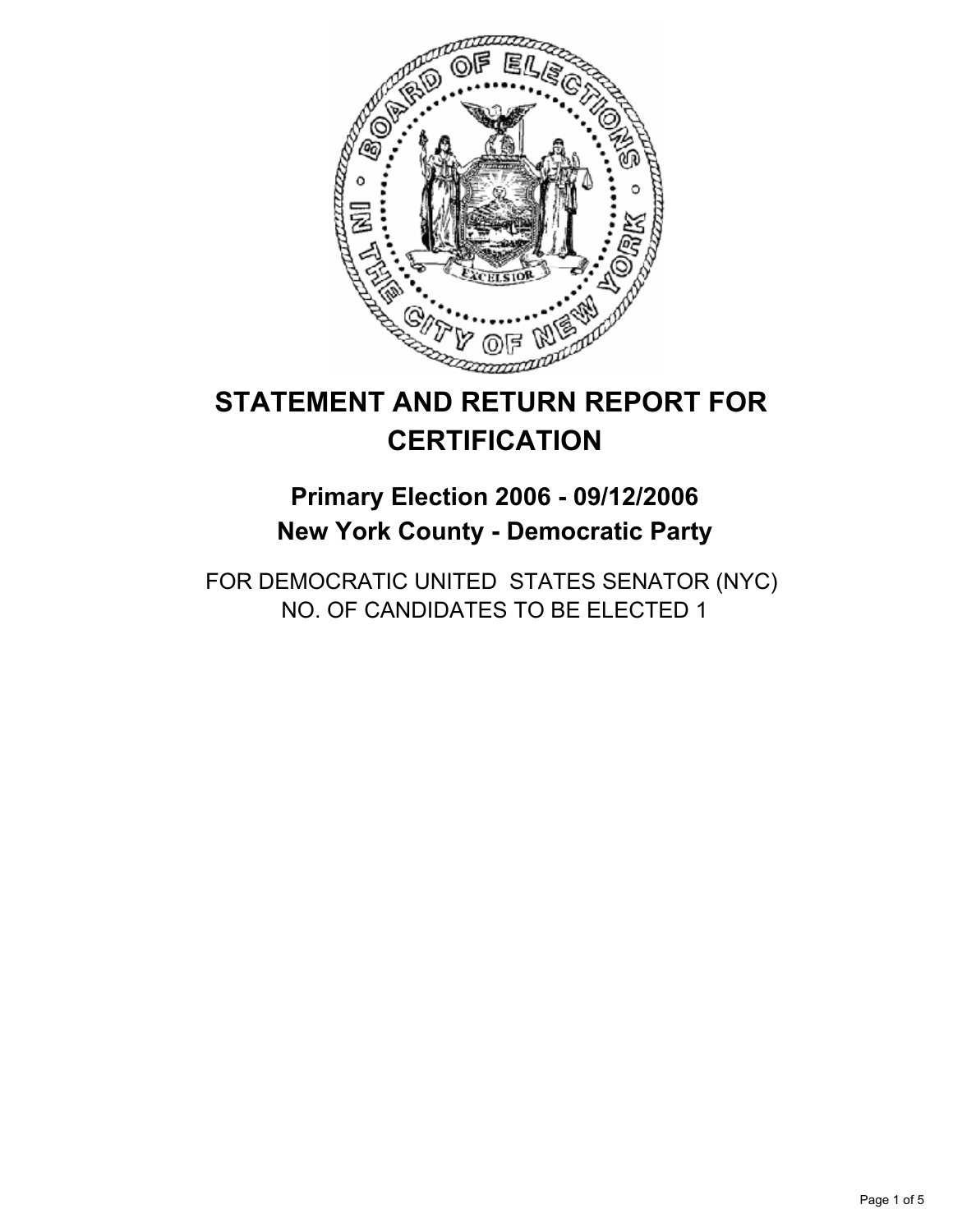# STATEMENT AND RETURN REPORT FOR CERTIFICATION

## Primary Election 2006 - 09/12/2006
## New York County - Democratic Party

FOR DEMOCRATIC UNITED STATES SENATOR (NYC)
NO. OF CANDIDATES TO BE ELECTED 1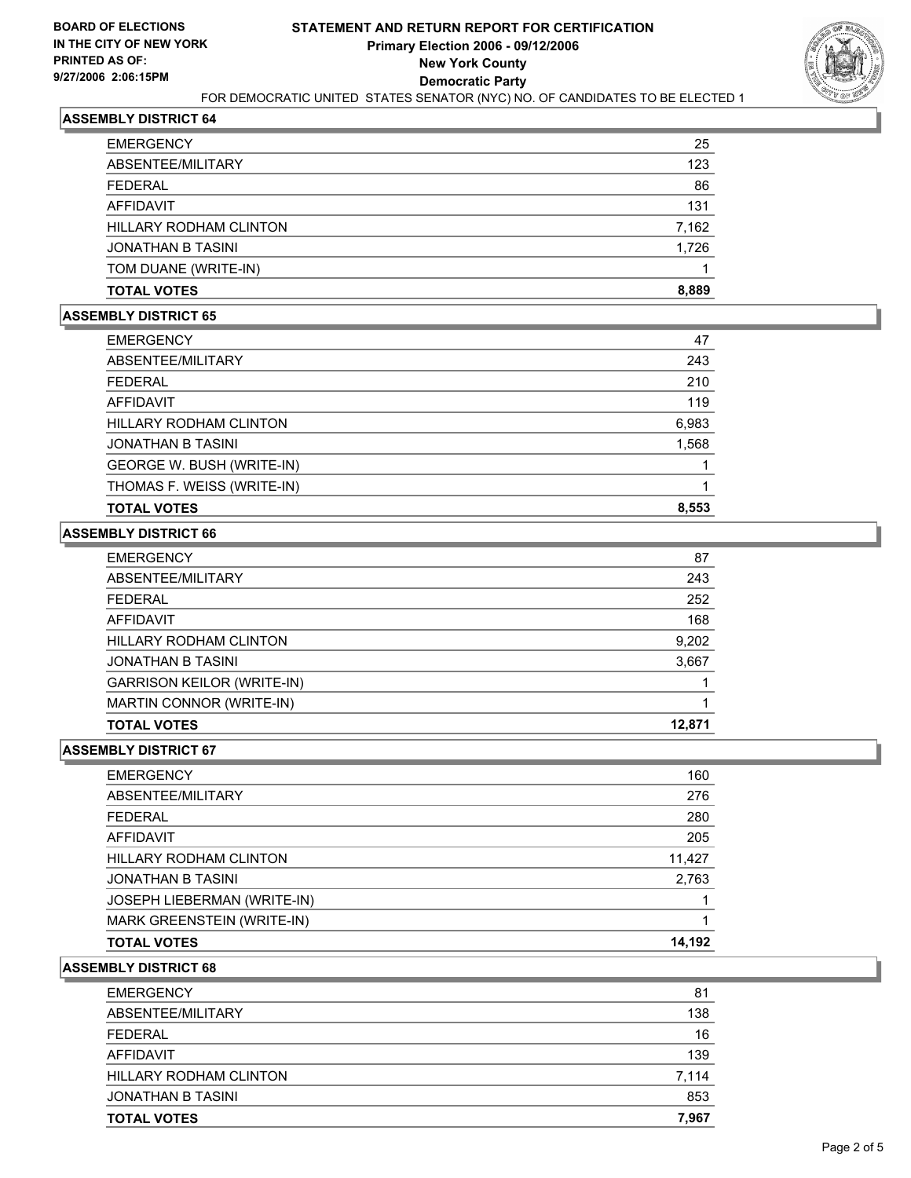**BOARD OF ELECTIONS IN THE CITY OF NEW YORK PRINTED AS OF: 9/27/2006 2:06:15PM**

# STATEMENT AND RETURN REPORT FOR CERTIFICATION
## Primary Election 2006 - 09/12/2006
## New York County
## Democratic Party

FOR DEMOCRATIC UNITED STATES SENATOR (NYC) NO. OF CANDIDATES TO BE ELECTED 1

### ASSEMBLY DISTRICT 64

| | |
|---|---|
| EMERGENCY | 25 |
| ABSENTEE/MILITARY | 123 |
| FEDERAL | 86 |
| AFFIDAVIT | 131 |
| HILLARY RODHAM CLINTON | 7,162 |
| JONATHAN B TASINI | 1,726 |
| TOM DUANE (WRITE-IN) | 1 |
| **TOTAL VOTES** | **8,889** |

### ASSEMBLY DISTRICT 65

| | |
|---|---|
| EMERGENCY | 47 |
| ABSENTEE/MILITARY | 243 |
| FEDERAL | 210 |
| AFFIDAVIT | 119 |
| HILLARY RODHAM CLINTON | 6,983 |
| JONATHAN B TASINI | 1,568 |
| GEORGE W. BUSH (WRITE-IN) | 1 |
| THOMAS F. WEISS (WRITE-IN) | 1 |
| **TOTAL VOTES** | **8,553** |

### ASSEMBLY DISTRICT 66

| | |
|---|---|
| EMERGENCY | 87 |
| ABSENTEE/MILITARY | 243 |
| FEDERAL | 252 |
| AFFIDAVIT | 168 |
| HILLARY RODHAM CLINTON | 9,202 |
| JONATHAN B TASINI | 3,667 |
| GARRISON KEILOR (WRITE-IN) | 1 |
| MARTIN CONNOR (WRITE-IN) | 1 |
| **TOTAL VOTES** | **12,871** |

### ASSEMBLY DISTRICT 67

| | |
|---|---|
| EMERGENCY | 160 |
| ABSENTEE/MILITARY | 276 |
| FEDERAL | 280 |
| AFFIDAVIT | 205 |
| HILLARY RODHAM CLINTON | 11,427 |
| JONATHAN B TASINI | 2,763 |
| JOSEPH LIEBERMAN (WRITE-IN) | 1 |
| MARK GREENSTEIN (WRITE-IN) | 1 |
| **TOTAL VOTES** | **14,192** |

### ASSEMBLY DISTRICT 68

| | |
|---|---|
| EMERGENCY | 81 |
| ABSENTEE/MILITARY | 138 |
| FEDERAL | 16 |
| AFFIDAVIT | 139 |
| HILLARY RODHAM CLINTON | 7,114 |
| JONATHAN B TASINI | 853 |
| **TOTAL VOTES** | **7,967** |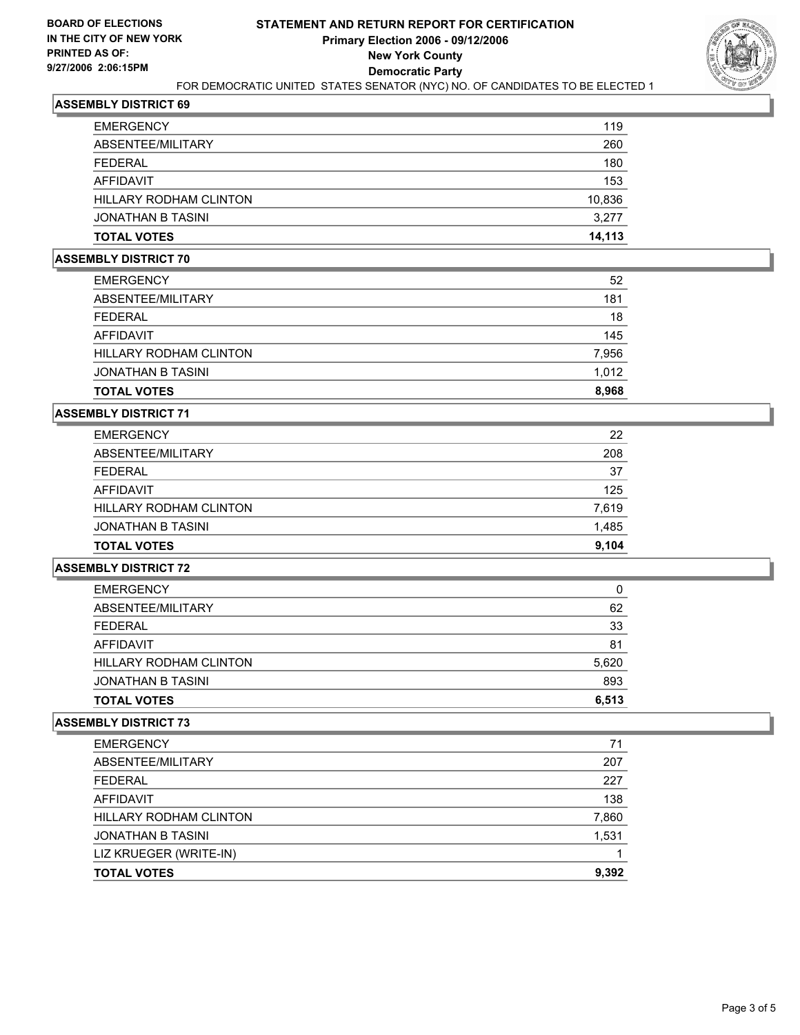**BOARD OF ELECTIONS IN THE CITY OF NEW YORK PRINTED AS OF: 9/27/2006 2:06:15PM**

# STATEMENT AND RETURN REPORT FOR CERTIFICATION
## Primary Election 2006 - 09/12/2006
## New York County
## Democratic Party

FOR DEMOCRATIC UNITED STATES SENATOR (NYC) NO. OF CANDIDATES TO BE ELECTED 1

### ASSEMBLY DISTRICT 69

| | |
|---|---|
| EMERGENCY | 119 |
| ABSENTEE/MILITARY | 260 |
| FEDERAL | 180 |
| AFFIDAVIT | 153 |
| HILLARY RODHAM CLINTON | 10,836 |
| JONATHAN B TASINI | 3,277 |
| **TOTAL VOTES** | **14,113** |

### ASSEMBLY DISTRICT 70

| | |
|---|---|
| EMERGENCY | 52 |
| ABSENTEE/MILITARY | 181 |
| FEDERAL | 18 |
| AFFIDAVIT | 145 |
| HILLARY RODHAM CLINTON | 7,956 |
| JONATHAN B TASINI | 1,012 |
| **TOTAL VOTES** | **8,968** |

### ASSEMBLY DISTRICT 71

| | |
|---|---|
| EMERGENCY | 22 |
| ABSENTEE/MILITARY | 208 |
| FEDERAL | 37 |
| AFFIDAVIT | 125 |
| HILLARY RODHAM CLINTON | 7,619 |
| JONATHAN B TASINI | 1,485 |
| **TOTAL VOTES** | **9,104** |

### ASSEMBLY DISTRICT 72

| | |
|---|---|
| EMERGENCY | 0 |
| ABSENTEE/MILITARY | 62 |
| FEDERAL | 33 |
| AFFIDAVIT | 81 |
| HILLARY RODHAM CLINTON | 5,620 |
| JONATHAN B TASINI | 893 |
| **TOTAL VOTES** | **6,513** |

### ASSEMBLY DISTRICT 73

| | |
|---|---|
| EMERGENCY | 71 |
| ABSENTEE/MILITARY | 207 |
| FEDERAL | 227 |
| AFFIDAVIT | 138 |
| HILLARY RODHAM CLINTON | 7,860 |
| JONATHAN B TASINI | 1,531 |
| LIZ KRUEGER (WRITE-IN) | 1 |
| **TOTAL VOTES** | **9,392** |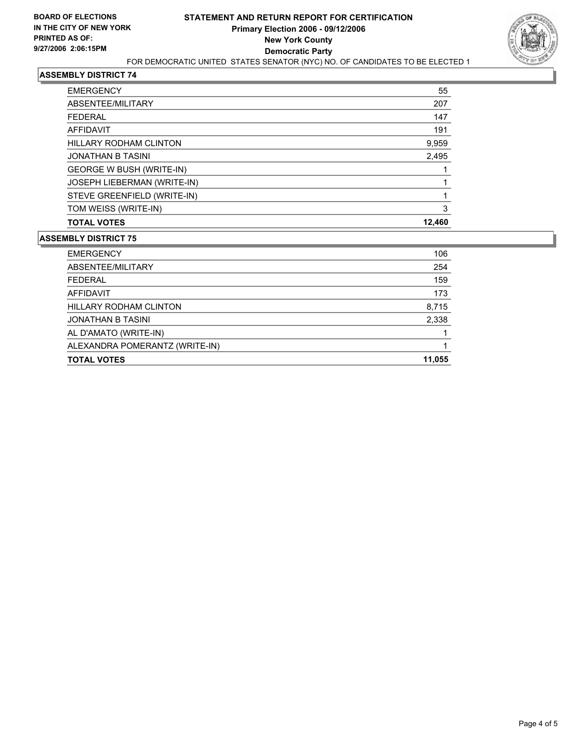**BOARD OF ELECTIONS IN THE CITY OF NEW YORK PRINTED AS OF: 9/27/2006 2:06:15PM**

# STATEMENT AND RETURN REPORT FOR CERTIFICATION
## Primary Election 2006 - 09/12/2006
## New York County
## Democratic Party

FOR DEMOCRATIC UNITED STATES SENATOR (NYC) NO. OF CANDIDATES TO BE ELECTED 1

### ASSEMBLY DISTRICT 74

| | |
|---|---|
| EMERGENCY | 55 |
| ABSENTEE/MILITARY | 207 |
| FEDERAL | 147 |
| AFFIDAVIT | 191 |
| HILLARY RODHAM CLINTON | 9,959 |
| JONATHAN B TASINI | 2,495 |
| GEORGE W BUSH (WRITE-IN) | 1 |
| JOSEPH LIEBERMAN (WRITE-IN) | 1 |
| STEVE GREENFIELD (WRITE-IN) | 1 |
| TOM WEISS (WRITE-IN) | 3 |
| **TOTAL VOTES** | **12,460** |

### ASSEMBLY DISTRICT 75

| | |
|---|---|
| EMERGENCY | 106 |
| ABSENTEE/MILITARY | 254 |
| FEDERAL | 159 |
| AFFIDAVIT | 173 |
| HILLARY RODHAM CLINTON | 8,715 |
| JONATHAN B TASINI | 2,338 |
| AL D'AMATO (WRITE-IN) | 1 |
| ALEXANDRA POMERANTZ (WRITE-IN) | 1 |
| **TOTAL VOTES** | **11,055** |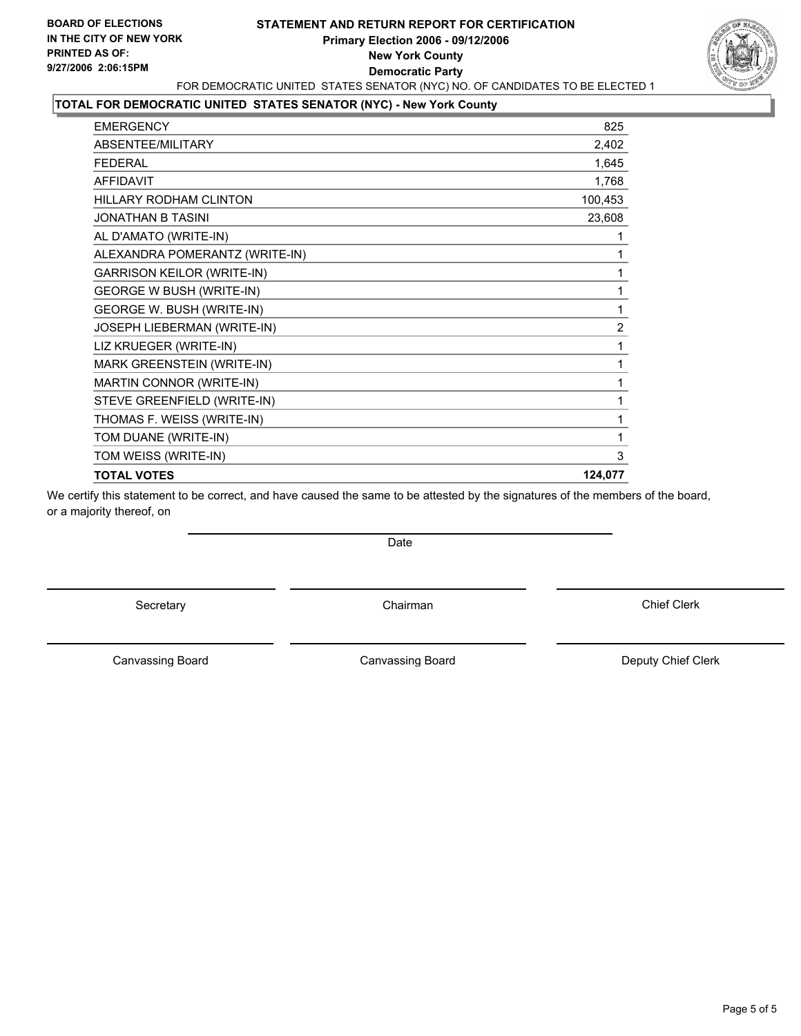**BOARD OF ELECTIONS IN THE CITY OF NEW YORK PRINTED AS OF: 9/27/2006 2:06:15PM**

# STATEMENT AND RETURN REPORT FOR CERTIFICATION

## Primary Election 2006 - 09/12/2006

## New York County

## Democratic Party

FOR DEMOCRATIC UNITED STATES SENATOR (NYC) NO. OF CANDIDATES TO BE ELECTED 1

**TOTAL FOR DEMOCRATIC UNITED STATES SENATOR (NYC) - New York County**

| | |
|---|---|
| EMERGENCY | 825 |
| ABSENTEE/MILITARY | 2,402 |
| FEDERAL | 1,645 |
| AFFIDAVIT | 1,768 |
| HILLARY RODHAM CLINTON | 100,453 |
| JONATHAN B TASINI | 23,608 |
| AL D'AMATO (WRITE-IN) | 1 |
| ALEXANDRA POMERANTZ (WRITE-IN) | 1 |
| GARRISON KEILOR (WRITE-IN) | 1 |
| GEORGE W BUSH (WRITE-IN) | 1 |
| GEORGE W. BUSH (WRITE-IN) | 1 |
| JOSEPH LIEBERMAN (WRITE-IN) | 2 |
| LIZ KRUEGER (WRITE-IN) | 1 |
| MARK GREENSTEIN (WRITE-IN) | 1 |
| MARTIN CONNOR (WRITE-IN) | 1 |
| STEVE GREENFIELD (WRITE-IN) | 1 |
| THOMAS F. WEISS (WRITE-IN) | 1 |
| TOM DUANE (WRITE-IN) | 1 |
| TOM WEISS (WRITE-IN) | 3 |
| **TOTAL VOTES** | **124,077** |

We certify this statement to be correct, and have caused the same to be attested by the signatures of the members of the board, or a majority thereof, on

Date

Secretary | Chairman | Chief Clerk

Canvassing Board | Canvassing Board | Deputy Chief Clerk